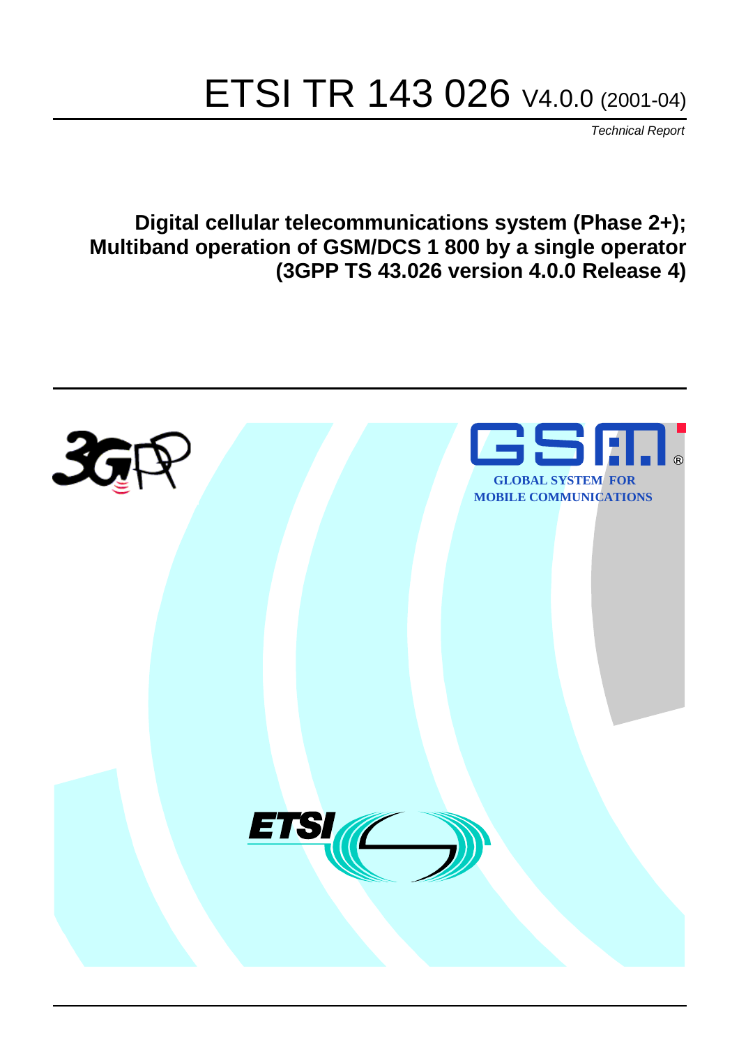# ETSI TR 143 026 V4.0.0 (2001-04)

*Technical Report*

**Digital cellular telecommunications system (Phase 2+); Multiband operation of GSM/DCS 1 800 by a single operator (3GPP TS 43.026 version 4.0.0 Release 4)**

GLOBAL SYSTEM FOR MOBILE COMMUNICATIONS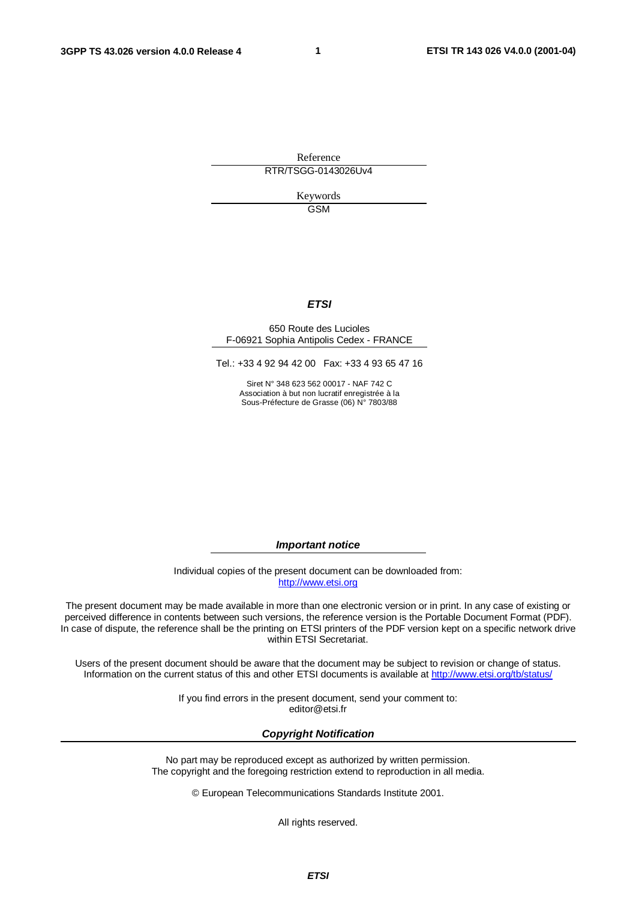Reference

RTR/TSGG-0143026Uv4

Keywords

GSM

***ETSI***

650 Route des Lucioles
F-06921 Sophia Antipolis Cedex - FRANCE

Tel.: +33 4 92 94 42 00 Fax: +33 4 93 65 47 16

Siret N° 348 623 562 00017 - NAF 742 C
Association à but non lucratif enregistrée à la
Sous-Préfecture de Grasse (06) N° 7803/88

***Important notice***

Individual copies of the present document can be downloaded from:
http://www.etsi.org

The present document may be made available in more than one electronic version or in print. In any case of existing or perceived difference in contents between such versions, the reference version is the Portable Document Format (PDF). In case of dispute, the reference shall be the printing on ETSI printers of the PDF version kept on a specific network drive within ETSI Secretariat.

Users of the present document should be aware that the document may be subject to revision or change of status. Information on the current status of this and other ETSI documents is available at http://www.etsi.org/tb/status/

If you find errors in the present document, send your comment to:
editor@etsi.fr

***Copyright Notification***

No part may be reproduced except as authorized by written permission.
The copyright and the foregoing restriction extend to reproduction in all media.

© European Telecommunications Standards Institute 2001.

All rights reserved.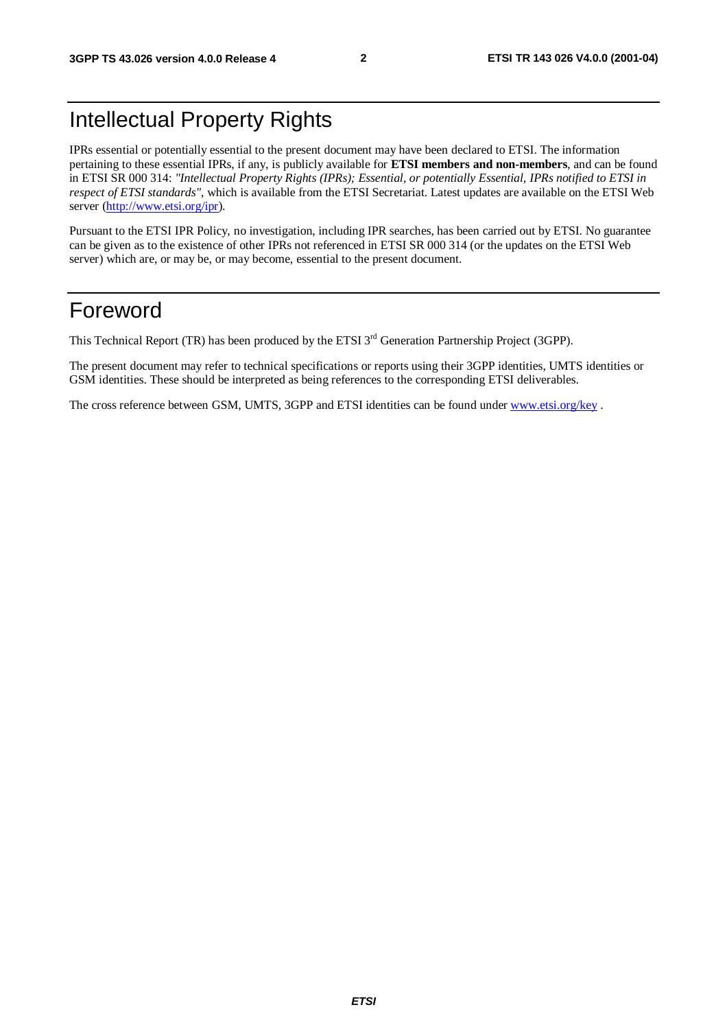# Intellectual Property Rights

IPRs essential or potentially essential to the present document may have been declared to ETSI. The information pertaining to these essential IPRs, if any, is publicly available for **ETSI members and non-members**, and can be found in ETSI SR 000 314: *"Intellectual Property Rights (IPRs); Essential, or potentially Essential, IPRs notified to ETSI in respect of ETSI standards"*, which is available from the ETSI Secretariat. Latest updates are available on the ETSI Web server (http://www.etsi.org/ipr).

Pursuant to the ETSI IPR Policy, no investigation, including IPR searches, has been carried out by ETSI. No guarantee can be given as to the existence of other IPRs not referenced in ETSI SR 000 314 (or the updates on the ETSI Web server) which are, or may be, or may become, essential to the present document.

# Foreword

This Technical Report (TR) has been produced by the ETSI 3rd Generation Partnership Project (3GPP).

The present document may refer to technical specifications or reports using their 3GPP identities, UMTS identities or GSM identities. These should be interpreted as being references to the corresponding ETSI deliverables.

The cross reference between GSM, UMTS, 3GPP and ETSI identities can be found under www.etsi.org/key .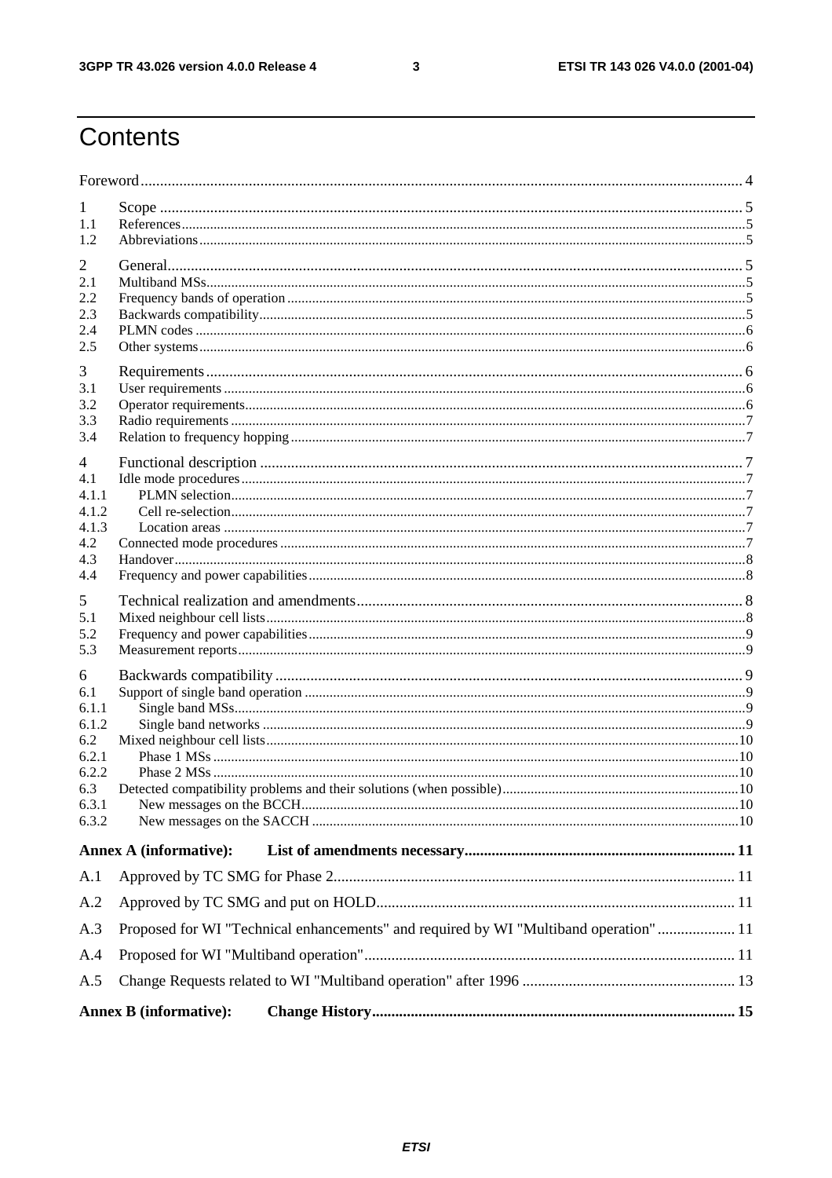# Contents

Foreword ........ 4

1 Scope ........ 5
1.1 References ........ 5
1.2 Abbreviations ........ 5

2 General ........ 5
2.1 Multiband MSs ........ 5
2.2 Frequency bands of operation ........ 5
2.3 Backwards compatibility ........ 5
2.4 PLMN codes ........ 6
2.5 Other systems ........ 6

3 Requirements ........ 6
3.1 User requirements ........ 6
3.2 Operator requirements ........ 6
3.3 Radio requirements ........ 7
3.4 Relation to frequency hopping ........ 7

4 Functional description ........ 7
4.1 Idle mode procedures ........ 7
4.1.1 PLMN selection ........ 7
4.1.2 Cell re-selection ........ 7
4.1.3 Location areas ........ 7
4.2 Connected mode procedures ........ 7
4.3 Handover ........ 8
4.4 Frequency and power capabilities ........ 8

5 Technical realization and amendments ........ 8
5.1 Mixed neighbour cell lists ........ 8
5.2 Frequency and power capabilities ........ 9
5.3 Measurement reports ........ 9

6 Backwards compatibility ........ 9
6.1 Support of single band operation ........ 9
6.1.1 Single band MSs ........ 9
6.1.2 Single band networks ........ 9
6.2 Mixed neighbour cell lists ........ 10
6.2.1 Phase 1 MSs ........ 10
6.2.2 Phase 2 MSs ........ 10
6.3 Detected compatibility problems and their solutions (when possible) ........ 10
6.3.1 New messages on the BCCH ........ 10
6.3.2 New messages on the SACCH ........ 10

**Annex A (informative): List of amendments necessary ........ 11**

A.1 Approved by TC SMG for Phase 2 ........ 11

A.2 Approved by TC SMG and put on HOLD ........ 11

A.3 Proposed for WI "Technical enhancements" and required by WI "Multiband operation" ........ 11

A.4 Proposed for WI "Multiband operation" ........ 11

A.5 Change Requests related to WI "Multiband operation" after 1996 ........ 13

**Annex B (informative): Change History ........ 15**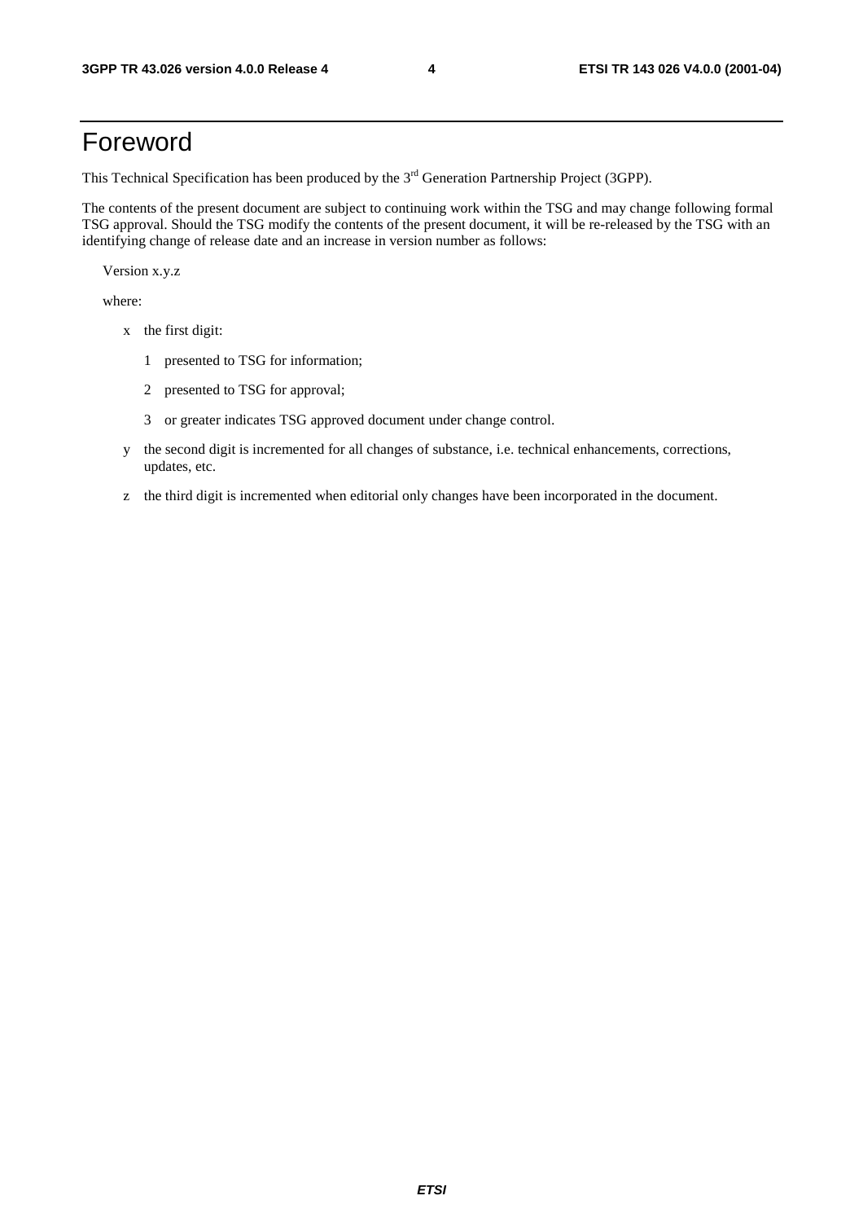# Foreword

This Technical Specification has been produced by the 3rd Generation Partnership Project (3GPP).

The contents of the present document are subject to continuing work within the TSG and may change following formal TSG approval. Should the TSG modify the contents of the present document, it will be re-released by the TSG with an identifying change of release date and an increase in version number as follows:

Version x.y.z

where:

- x the first digit:
  - 1 presented to TSG for information;
  - 2 presented to TSG for approval;
  - 3 or greater indicates TSG approved document under change control.
- y the second digit is incremented for all changes of substance, i.e. technical enhancements, corrections, updates, etc.
- z the third digit is incremented when editorial only changes have been incorporated in the document.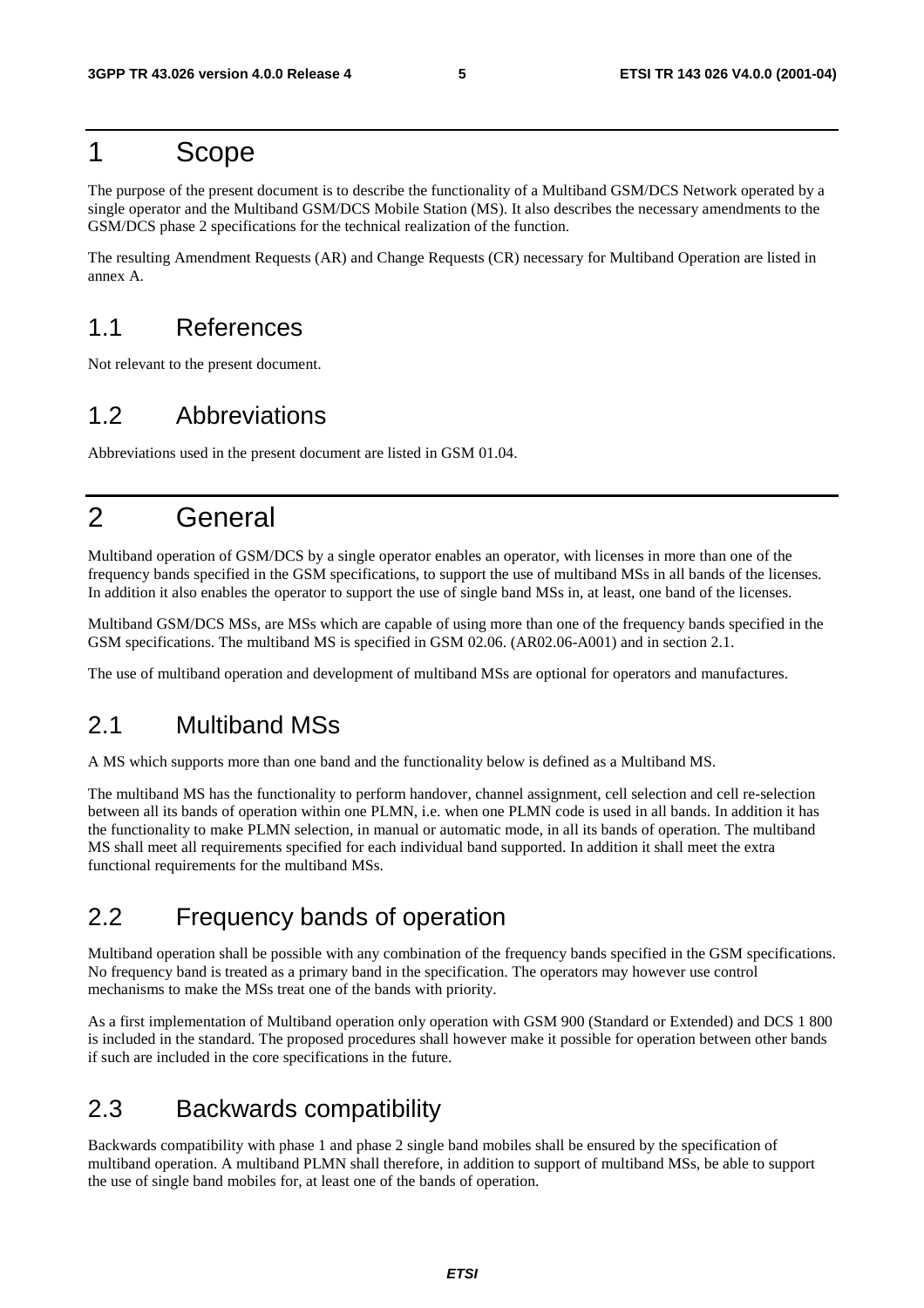# 1 Scope

The purpose of the present document is to describe the functionality of a Multiband GSM/DCS Network operated by a single operator and the Multiband GSM/DCS Mobile Station (MS). It also describes the necessary amendments to the GSM/DCS phase 2 specifications for the technical realization of the function.

The resulting Amendment Requests (AR) and Change Requests (CR) necessary for Multiband Operation are listed in annex A.

## 1.1 References

Not relevant to the present document.

## 1.2 Abbreviations

Abbreviations used in the present document are listed in GSM 01.04.

# 2 General

Multiband operation of GSM/DCS by a single operator enables an operator, with licenses in more than one of the frequency bands specified in the GSM specifications, to support the use of multiband MSs in all bands of the licenses. In addition it also enables the operator to support the use of single band MSs in, at least, one band of the licenses.

Multiband GSM/DCS MSs, are MSs which are capable of using more than one of the frequency bands specified in the GSM specifications. The multiband MS is specified in GSM 02.06. (AR02.06-A001) and in section 2.1.

The use of multiband operation and development of multiband MSs are optional for operators and manufactures.

## 2.1 Multiband MSs

A MS which supports more than one band and the functionality below is defined as a Multiband MS.

The multiband MS has the functionality to perform handover, channel assignment, cell selection and cell re-selection between all its bands of operation within one PLMN, i.e. when one PLMN code is used in all bands. In addition it has the functionality to make PLMN selection, in manual or automatic mode, in all its bands of operation. The multiband MS shall meet all requirements specified for each individual band supported. In addition it shall meet the extra functional requirements for the multiband MSs.

## 2.2 Frequency bands of operation

Multiband operation shall be possible with any combination of the frequency bands specified in the GSM specifications. No frequency band is treated as a primary band in the specification. The operators may however use control mechanisms to make the MSs treat one of the bands with priority.

As a first implementation of Multiband operation only operation with GSM 900 (Standard or Extended) and DCS 1 800 is included in the standard. The proposed procedures shall however make it possible for operation between other bands if such are included in the core specifications in the future.

## 2.3 Backwards compatibility

Backwards compatibility with phase 1 and phase 2 single band mobiles shall be ensured by the specification of multiband operation. A multiband PLMN shall therefore, in addition to support of multiband MSs, be able to support the use of single band mobiles for, at least one of the bands of operation.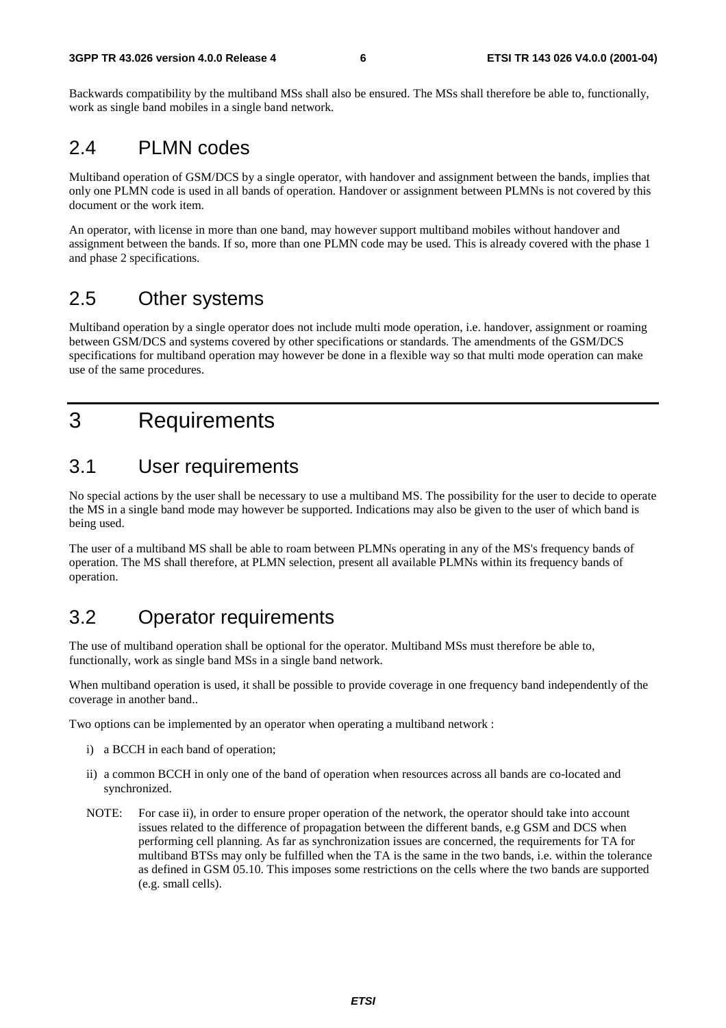Backwards compatibility by the multiband MSs shall also be ensured. The MSs shall therefore be able to, functionally, work as single band mobiles in a single band network.

## 2.4 PLMN codes

Multiband operation of GSM/DCS by a single operator, with handover and assignment between the bands, implies that only one PLMN code is used in all bands of operation. Handover or assignment between PLMNs is not covered by this document or the work item.

An operator, with license in more than one band, may however support multiband mobiles without handover and assignment between the bands. If so, more than one PLMN code may be used. This is already covered with the phase 1 and phase 2 specifications.

## 2.5 Other systems

Multiband operation by a single operator does not include multi mode operation, i.e. handover, assignment or roaming between GSM/DCS and systems covered by other specifications or standards. The amendments of the GSM/DCS specifications for multiband operation may however be done in a flexible way so that multi mode operation can make use of the same procedures.

# 3 Requirements

## 3.1 User requirements

No special actions by the user shall be necessary to use a multiband MS. The possibility for the user to decide to operate the MS in a single band mode may however be supported. Indications may also be given to the user of which band is being used.

The user of a multiband MS shall be able to roam between PLMNs operating in any of the MS's frequency bands of operation. The MS shall therefore, at PLMN selection, present all available PLMNs within its frequency bands of operation.

## 3.2 Operator requirements

The use of multiband operation shall be optional for the operator. Multiband MSs must therefore be able to, functionally, work as single band MSs in a single band network.

When multiband operation is used, it shall be possible to provide coverage in one frequency band independently of the coverage in another band..

Two options can be implemented by an operator when operating a multiband network :

- i) a BCCH in each band of operation;
- ii) a common BCCH in only one of the band of operation when resources across all bands are co-located and synchronized.

NOTE: For case ii), in order to ensure proper operation of the network, the operator should take into account issues related to the difference of propagation between the different bands, e.g GSM and DCS when performing cell planning. As far as synchronization issues are concerned, the requirements for TA for multiband BTSs may only be fulfilled when the TA is the same in the two bands, i.e. within the tolerance as defined in GSM 05.10. This imposes some restrictions on the cells where the two bands are supported (e.g. small cells).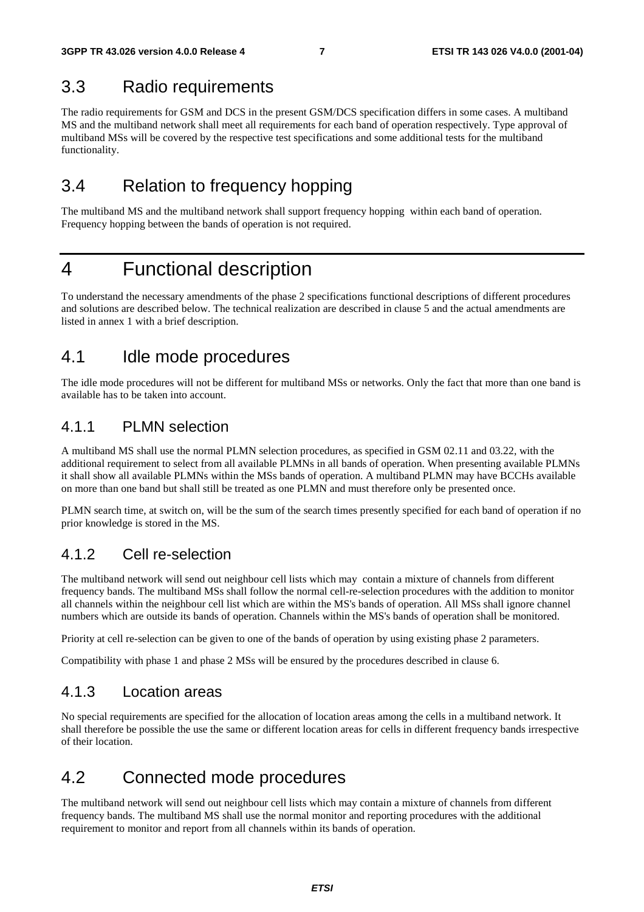## 3.3 Radio requirements

The radio requirements for GSM and DCS in the present GSM/DCS specification differs in some cases. A multiband MS and the multiband network shall meet all requirements for each band of operation respectively. Type approval of multiband MSs will be covered by the respective test specifications and some additional tests for the multiband functionality.

## 3.4 Relation to frequency hopping

The multiband MS and the multiband network shall support frequency hopping within each band of operation. Frequency hopping between the bands of operation is not required.

# 4 Functional description

To understand the necessary amendments of the phase 2 specifications functional descriptions of different procedures and solutions are described below. The technical realization are described in clause 5 and the actual amendments are listed in annex 1 with a brief description.

## 4.1 Idle mode procedures

The idle mode procedures will not be different for multiband MSs or networks. Only the fact that more than one band is available has to be taken into account.

### 4.1.1 PLMN selection

A multiband MS shall use the normal PLMN selection procedures, as specified in GSM 02.11 and 03.22, with the additional requirement to select from all available PLMNs in all bands of operation. When presenting available PLMNs it shall show all available PLMNs within the MSs bands of operation. A multiband PLMN may have BCCHs available on more than one band but shall still be treated as one PLMN and must therefore only be presented once.

PLMN search time, at switch on, will be the sum of the search times presently specified for each band of operation if no prior knowledge is stored in the MS.

### 4.1.2 Cell re-selection

The multiband network will send out neighbour cell lists which may contain a mixture of channels from different frequency bands. The multiband MSs shall follow the normal cell-re-selection procedures with the addition to monitor all channels within the neighbour cell list which are within the MS's bands of operation. All MSs shall ignore channel numbers which are outside its bands of operation. Channels within the MS's bands of operation shall be monitored.

Priority at cell re-selection can be given to one of the bands of operation by using existing phase 2 parameters.

Compatibility with phase 1 and phase 2 MSs will be ensured by the procedures described in clause 6.

### 4.1.3 Location areas

No special requirements are specified for the allocation of location areas among the cells in a multiband network. It shall therefore be possible the use the same or different location areas for cells in different frequency bands irrespective of their location.

## 4.2 Connected mode procedures

The multiband network will send out neighbour cell lists which may contain a mixture of channels from different frequency bands. The multiband MS shall use the normal monitor and reporting procedures with the additional requirement to monitor and report from all channels within its bands of operation.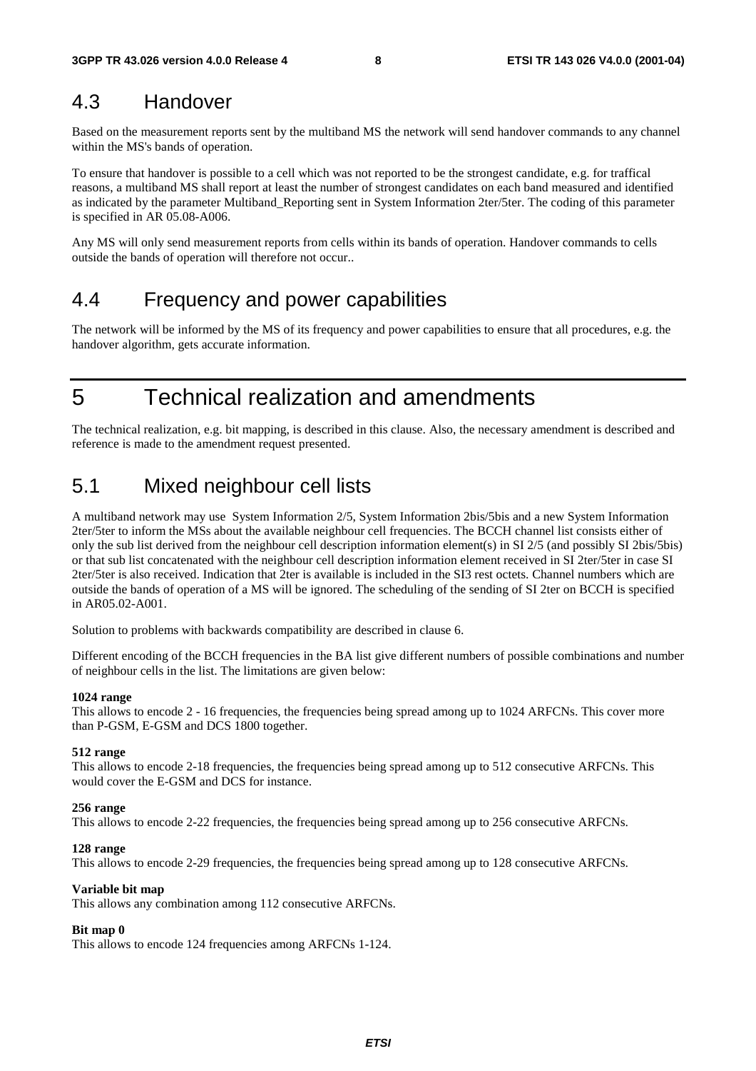## 4.3 Handover

Based on the measurement reports sent by the multiband MS the network will send handover commands to any channel within the MS's bands of operation.

To ensure that handover is possible to a cell which was not reported to be the strongest candidate, e.g. for traffical reasons, a multiband MS shall report at least the number of strongest candidates on each band measured and identified as indicated by the parameter Multiband_Reporting sent in System Information 2ter/5ter. The coding of this parameter is specified in AR 05.08-A006.

Any MS will only send measurement reports from cells within its bands of operation. Handover commands to cells outside the bands of operation will therefore not occur..

## 4.4 Frequency and power capabilities

The network will be informed by the MS of its frequency and power capabilities to ensure that all procedures, e.g. the handover algorithm, gets accurate information.

# 5 Technical realization and amendments

The technical realization, e.g. bit mapping, is described in this clause. Also, the necessary amendment is described and reference is made to the amendment request presented.

## 5.1 Mixed neighbour cell lists

A multiband network may use System Information 2/5, System Information 2bis/5bis and a new System Information 2ter/5ter to inform the MSs about the available neighbour cell frequencies. The BCCH channel list consists either of only the sub list derived from the neighbour cell description information element(s) in SI 2/5 (and possibly SI 2bis/5bis) or that sub list concatenated with the neighbour cell description information element received in SI 2ter/5ter in case SI 2ter/5ter is also received. Indication that 2ter is available is included in the SI3 rest octets. Channel numbers which are outside the bands of operation of a MS will be ignored. The scheduling of the sending of SI 2ter on BCCH is specified in AR05.02-A001.

Solution to problems with backwards compatibility are described in clause 6.

Different encoding of the BCCH frequencies in the BA list give different numbers of possible combinations and number of neighbour cells in the list. The limitations are given below:

**1024 range**
This allows to encode 2 - 16 frequencies, the frequencies being spread among up to 1024 ARFCNs. This cover more than P-GSM, E-GSM and DCS 1800 together.

**512 range**
This allows to encode 2-18 frequencies, the frequencies being spread among up to 512 consecutive ARFCNs. This would cover the E-GSM and DCS for instance.

**256 range**
This allows to encode 2-22 frequencies, the frequencies being spread among up to 256 consecutive ARFCNs.

**128 range**
This allows to encode 2-29 frequencies, the frequencies being spread among up to 128 consecutive ARFCNs.

**Variable bit map**
This allows any combination among 112 consecutive ARFCNs.

**Bit map 0**
This allows to encode 124 frequencies among ARFCNs 1-124.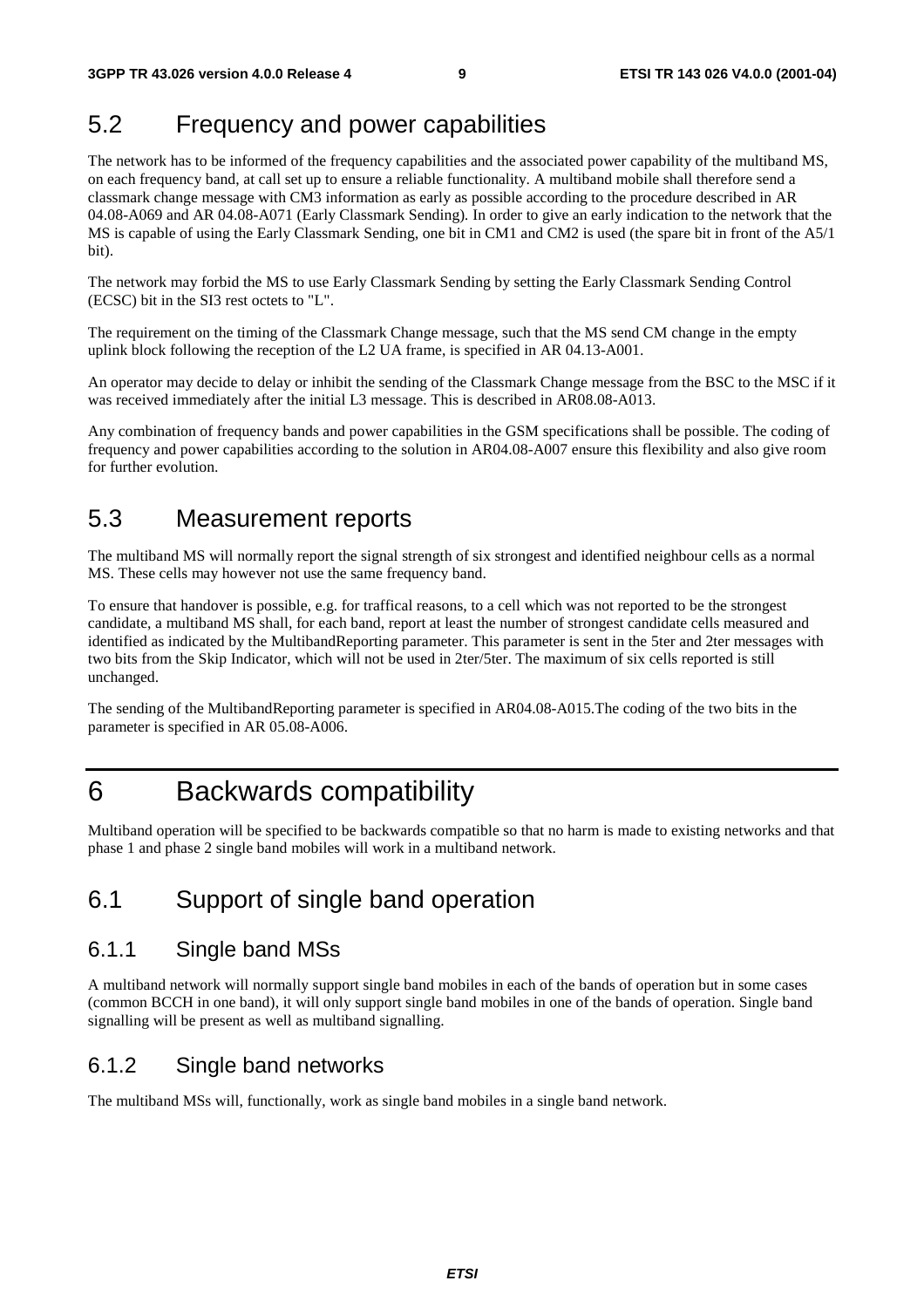## 5.2 Frequency and power capabilities

The network has to be informed of the frequency capabilities and the associated power capability of the multiband MS, on each frequency band, at call set up to ensure a reliable functionality. A multiband mobile shall therefore send a classmark change message with CM3 information as early as possible according to the procedure described in AR 04.08-A069 and AR 04.08-A071 (Early Classmark Sending). In order to give an early indication to the network that the MS is capable of using the Early Classmark Sending, one bit in CM1 and CM2 is used (the spare bit in front of the A5/1 bit).

The network may forbid the MS to use Early Classmark Sending by setting the Early Classmark Sending Control (ECSC) bit in the SI3 rest octets to "L".

The requirement on the timing of the Classmark Change message, such that the MS send CM change in the empty uplink block following the reception of the L2 UA frame, is specified in AR 04.13-A001.

An operator may decide to delay or inhibit the sending of the Classmark Change message from the BSC to the MSC if it was received immediately after the initial L3 message. This is described in AR08.08-A013.

Any combination of frequency bands and power capabilities in the GSM specifications shall be possible. The coding of frequency and power capabilities according to the solution in AR04.08-A007 ensure this flexibility and also give room for further evolution.

## 5.3 Measurement reports

The multiband MS will normally report the signal strength of six strongest and identified neighbour cells as a normal MS. These cells may however not use the same frequency band.

To ensure that handover is possible, e.g. for traffical reasons, to a cell which was not reported to be the strongest candidate, a multiband MS shall, for each band, report at least the number of strongest candidate cells measured and identified as indicated by the MultibandReporting parameter. This parameter is sent in the 5ter and 2ter messages with two bits from the Skip Indicator, which will not be used in 2ter/5ter. The maximum of six cells reported is still unchanged.

The sending of the MultibandReporting parameter is specified in AR04.08-A015.The coding of the two bits in the parameter is specified in AR 05.08-A006.

# 6 Backwards compatibility

Multiband operation will be specified to be backwards compatible so that no harm is made to existing networks and that phase 1 and phase 2 single band mobiles will work in a multiband network.

## 6.1 Support of single band operation

### 6.1.1 Single band MSs

A multiband network will normally support single band mobiles in each of the bands of operation but in some cases (common BCCH in one band), it will only support single band mobiles in one of the bands of operation. Single band signalling will be present as well as multiband signalling.

### 6.1.2 Single band networks

The multiband MSs will, functionally, work as single band mobiles in a single band network.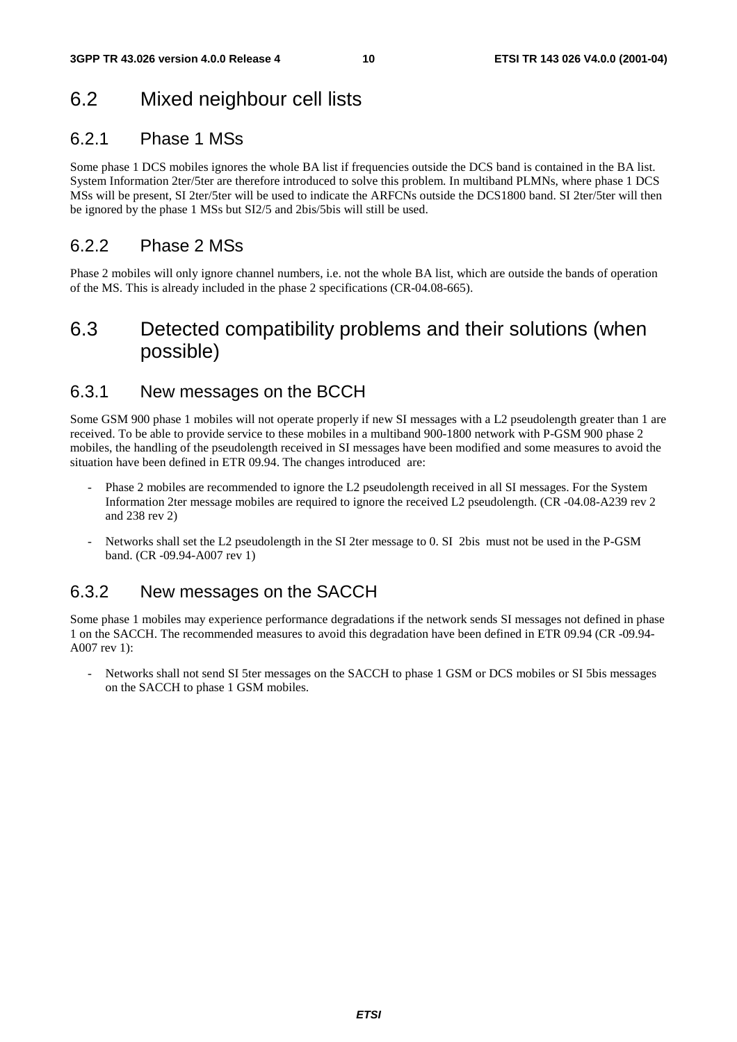## 6.2 Mixed neighbour cell lists

### 6.2.1 Phase 1 MSs

Some phase 1 DCS mobiles ignores the whole BA list if frequencies outside the DCS band is contained in the BA list. System Information 2ter/5ter are therefore introduced to solve this problem. In multiband PLMNs, where phase 1 DCS MSs will be present, SI 2ter/5ter will be used to indicate the ARFCNs outside the DCS1800 band. SI 2ter/5ter will then be ignored by the phase 1 MSs but SI2/5 and 2bis/5bis will still be used.

### 6.2.2 Phase 2 MSs

Phase 2 mobiles will only ignore channel numbers, i.e. not the whole BA list, which are outside the bands of operation of the MS. This is already included in the phase 2 specifications (CR-04.08-665).

## 6.3 Detected compatibility problems and their solutions (when possible)

### 6.3.1 New messages on the BCCH

Some GSM 900 phase 1 mobiles will not operate properly if new SI messages with a L2 pseudolength greater than 1 are received. To be able to provide service to these mobiles in a multiband 900-1800 network with P-GSM 900 phase 2 mobiles, the handling of the pseudolength received in SI messages have been modified and some measures to avoid the situation have been defined in ETR 09.94. The changes introduced are:

- Phase 2 mobiles are recommended to ignore the L2 pseudolength received in all SI messages. For the System Information 2ter message mobiles are required to ignore the received L2 pseudolength. (CR -04.08-A239 rev 2 and 238 rev 2)

- Networks shall set the L2 pseudolength in the SI 2ter message to 0. SI 2bis must not be used in the P-GSM band. (CR -09.94-A007 rev 1)

### 6.3.2 New messages on the SACCH

Some phase 1 mobiles may experience performance degradations if the network sends SI messages not defined in phase 1 on the SACCH. The recommended measures to avoid this degradation have been defined in ETR 09.94 (CR -09.94-A007 rev 1):

- Networks shall not send SI 5ter messages on the SACCH to phase 1 GSM or DCS mobiles or SI 5bis messages on the SACCH to phase 1 GSM mobiles.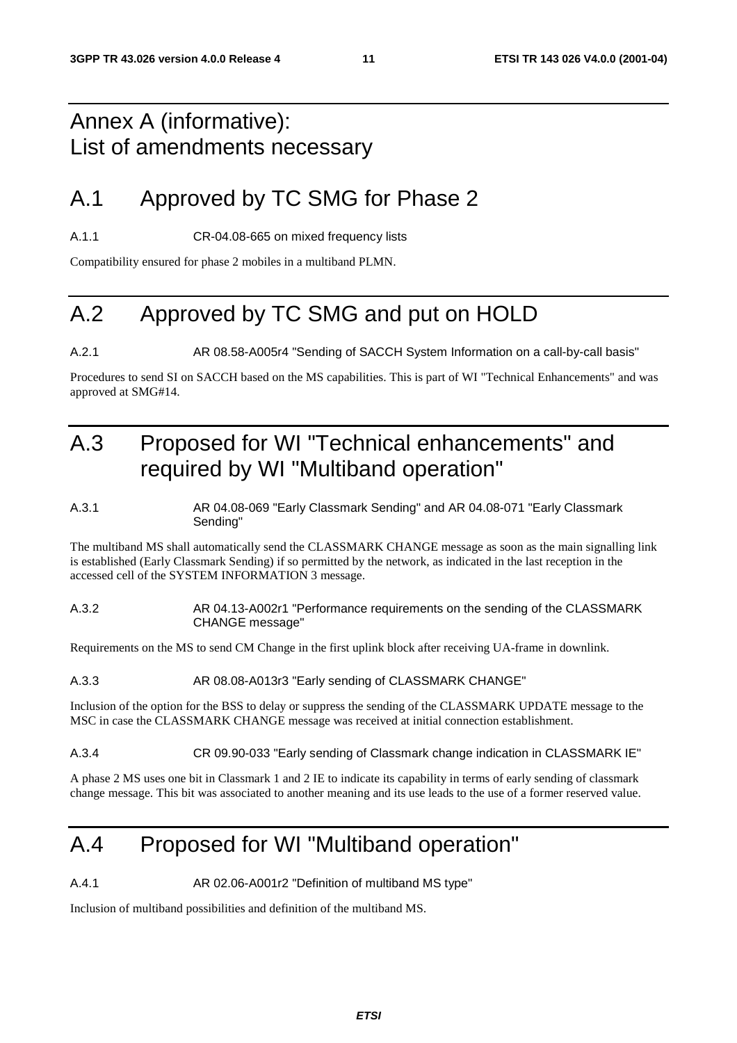# Annex A (informative): List of amendments necessary

## A.1 Approved by TC SMG for Phase 2

A.1.1 CR-04.08-665 on mixed frequency lists

Compatibility ensured for phase 2 mobiles in a multiband PLMN.

## A.2 Approved by TC SMG and put on HOLD

A.2.1 AR 08.58-A005r4 "Sending of SACCH System Information on a call-by-call basis"

Procedures to send SI on SACCH based on the MS capabilities. This is part of WI "Technical Enhancements" and was approved at SMG#14.

## A.3 Proposed for WI "Technical enhancements" and required by WI "Multiband operation"

A.3.1 AR 04.08-069 "Early Classmark Sending" and AR 04.08-071 "Early Classmark Sending"

The multiband MS shall automatically send the CLASSMARK CHANGE message as soon as the main signalling link is established (Early Classmark Sending) if so permitted by the network, as indicated in the last reception in the accessed cell of the SYSTEM INFORMATION 3 message.

A.3.2 AR 04.13-A002r1 "Performance requirements on the sending of the CLASSMARK CHANGE message"

Requirements on the MS to send CM Change in the first uplink block after receiving UA-frame in downlink.

A.3.3 AR 08.08-A013r3 "Early sending of CLASSMARK CHANGE"

Inclusion of the option for the BSS to delay or suppress the sending of the CLASSMARK UPDATE message to the MSC in case the CLASSMARK CHANGE message was received at initial connection establishment.

A.3.4 CR 09.90-033 "Early sending of Classmark change indication in CLASSMARK IE"

A phase 2 MS uses one bit in Classmark 1 and 2 IE to indicate its capability in terms of early sending of classmark change message. This bit was associated to another meaning and its use leads to the use of a former reserved value.

## A.4 Proposed for WI "Multiband operation"

A.4.1 AR 02.06-A001r2 "Definition of multiband MS type"

Inclusion of multiband possibilities and definition of the multiband MS.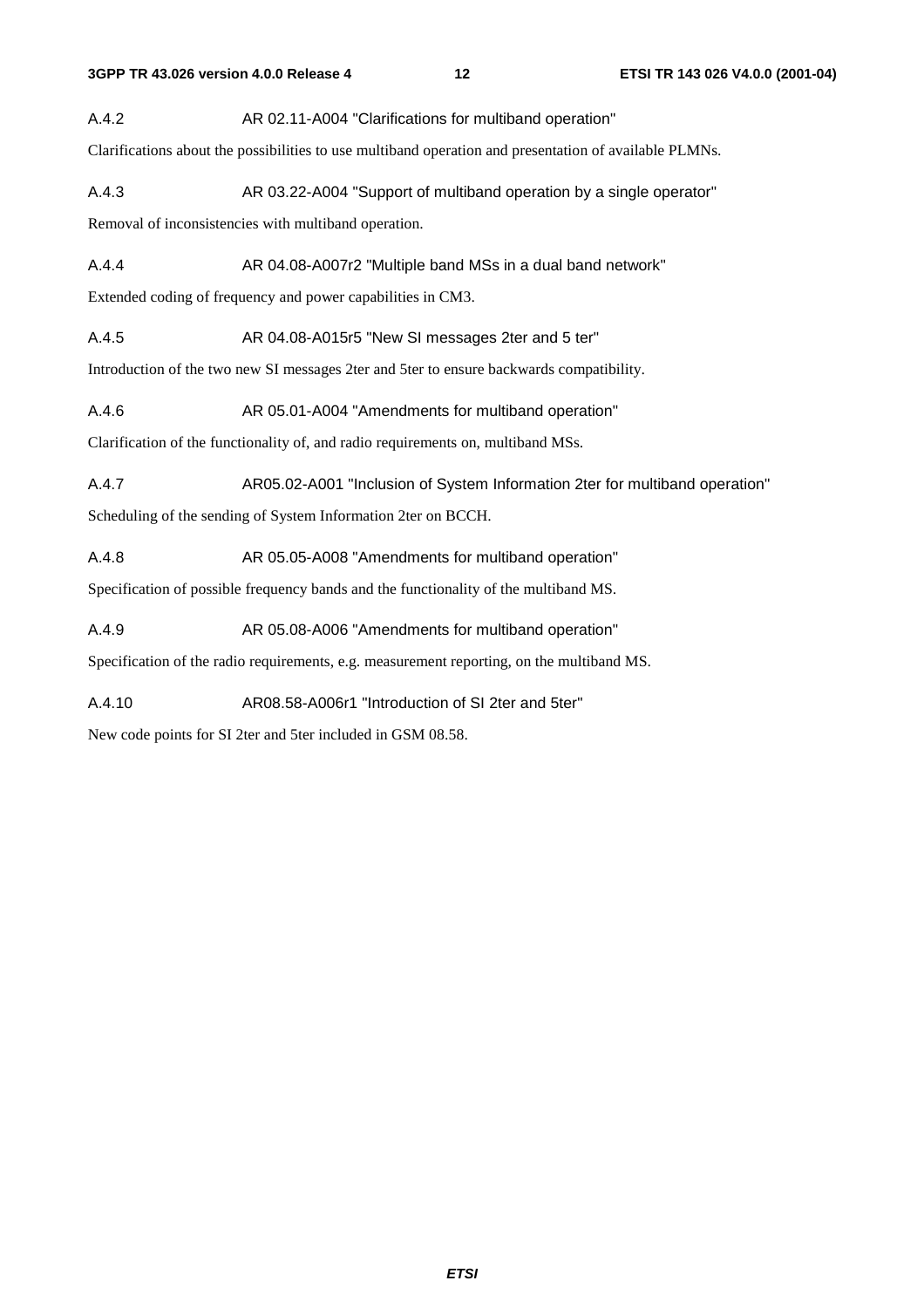### A.4.2 AR 02.11-A004 "Clarifications for multiband operation"

Clarifications about the possibilities to use multiband operation and presentation of available PLMNs.

### A.4.3 AR 03.22-A004 "Support of multiband operation by a single operator"

Removal of inconsistencies with multiband operation.

### A.4.4 AR 04.08-A007r2 "Multiple band MSs in a dual band network"

Extended coding of frequency and power capabilities in CM3.

### A.4.5 AR 04.08-A015r5 "New SI messages 2ter and 5 ter"

Introduction of the two new SI messages 2ter and 5ter to ensure backwards compatibility.

### A.4.6 AR 05.01-A004 "Amendments for multiband operation"

Clarification of the functionality of, and radio requirements on, multiband MSs.

### A.4.7 AR05.02-A001 "Inclusion of System Information 2ter for multiband operation"

Scheduling of the sending of System Information 2ter on BCCH.

### A.4.8 AR 05.05-A008 "Amendments for multiband operation"

Specification of possible frequency bands and the functionality of the multiband MS.

### A.4.9 AR 05.08-A006 "Amendments for multiband operation"

Specification of the radio requirements, e.g. measurement reporting, on the multiband MS.

### A.4.10 AR08.58-A006r1 "Introduction of SI 2ter and 5ter"

New code points for SI 2ter and 5ter included in GSM 08.58.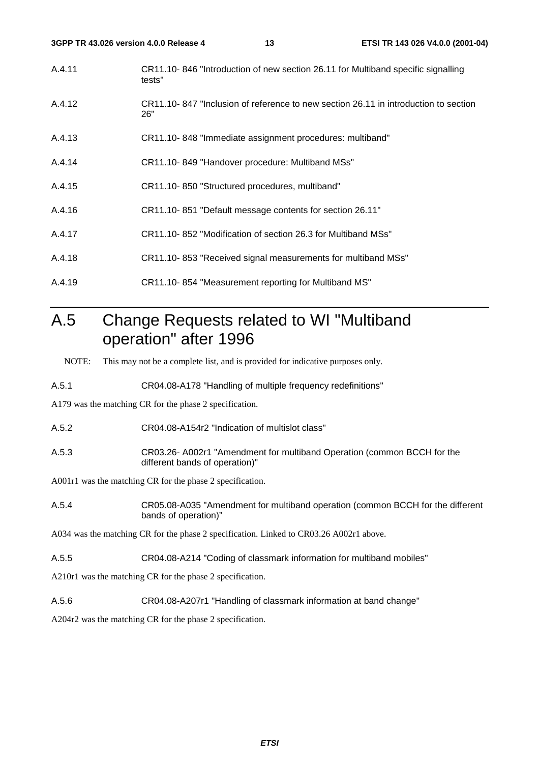A.4.11 CR11.10- 846 "Introduction of new section 26.11 for Multiband specific signalling tests"

A.4.12 CR11.10- 847 "Inclusion of reference to new section 26.11 in introduction to section 26"

A.4.13 CR11.10- 848 "Immediate assignment procedures: multiband"

A.4.14 CR11.10- 849 "Handover procedure: Multiband MSs"

A.4.15 CR11.10- 850 "Structured procedures, multiband"

A.4.16 CR11.10- 851 "Default message contents for section 26.11"

A.4.17 CR11.10- 852 "Modification of section 26.3 for Multiband MSs"

A.4.18 CR11.10- 853 "Received signal measurements for multiband MSs"

A.4.19 CR11.10- 854 "Measurement reporting for Multiband MS"

# A.5 Change Requests related to WI "Multiband operation" after 1996

NOTE: This may not be a complete list, and is provided for indicative purposes only.

A.5.1 CR04.08-A178 "Handling of multiple frequency redefinitions"

A179 was the matching CR for the phase 2 specification.

A.5.2 CR04.08-A154r2 "Indication of multislot class"

A.5.3 CR03.26- A002r1 "Amendment for multiband Operation (common BCCH for the different bands of operation)"

A001r1 was the matching CR for the phase 2 specification.

A.5.4 CR05.08-A035 "Amendment for multiband operation (common BCCH for the different bands of operation)"

A034 was the matching CR for the phase 2 specification. Linked to CR03.26 A002r1 above.

A.5.5 CR04.08-A214 "Coding of classmark information for multiband mobiles"

A210r1 was the matching CR for the phase 2 specification.

A.5.6 CR04.08-A207r1 "Handling of classmark information at band change"

A204r2 was the matching CR for the phase 2 specification.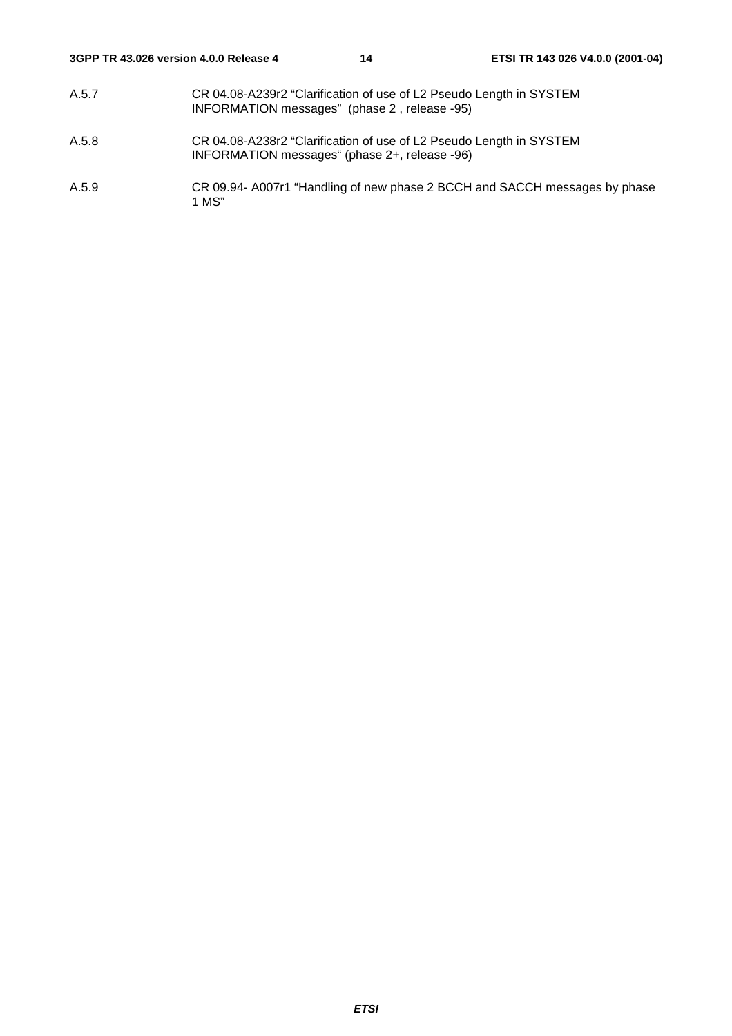A.5.7 CR 04.08-A239r2 “Clarification of use of L2 Pseudo Length in SYSTEM INFORMATION messages” (phase 2 , release -95)

A.5.8 CR 04.08-A238r2 “Clarification of use of L2 Pseudo Length in SYSTEM INFORMATION messages“ (phase 2+, release -96)

A.5.9 CR 09.94- A007r1 “Handling of new phase 2 BCCH and SACCH messages by phase 1 MS”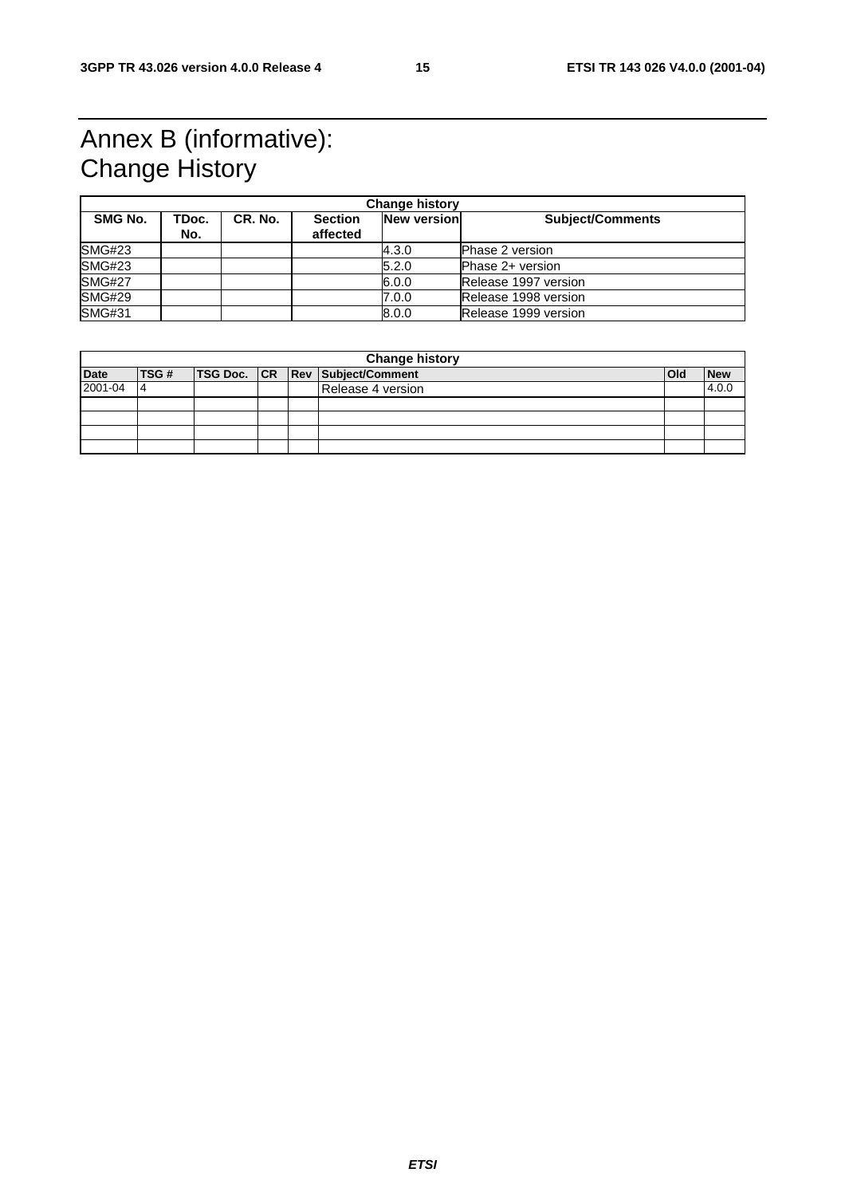# Annex B (informative): Change History

| Change history | | | | | |
|---|---|---|---|---|---|
| **SMG No.** | **TDoc. No.** | **CR. No.** | **Section affected** | **New version** | **Subject/Comments** |
| SMG#23 | | | | 4.3.0 | Phase 2 version |
| SMG#23 | | | | 5.2.0 | Phase 2+ version |
| SMG#27 | | | | 6.0.0 | Release 1997 version |
| SMG#29 | | | | 7.0.0 | Release 1998 version |
| SMG#31 | | | | 8.0.0 | Release 1999 version |

| Change history | | | | | | | |
|---|---|---|---|---|---|---|---|
| **Date** | **TSG #** | **TSG Doc.** | **CR** | **Rev** | **Subject/Comment** | **Old** | **New** |
| 2001-04 | 4 | | | | Release 4 version | | 4.0.0 |
| | | | | | | | |
| | | | | | | | |
| | | | | | | | |
| | | | | | | | |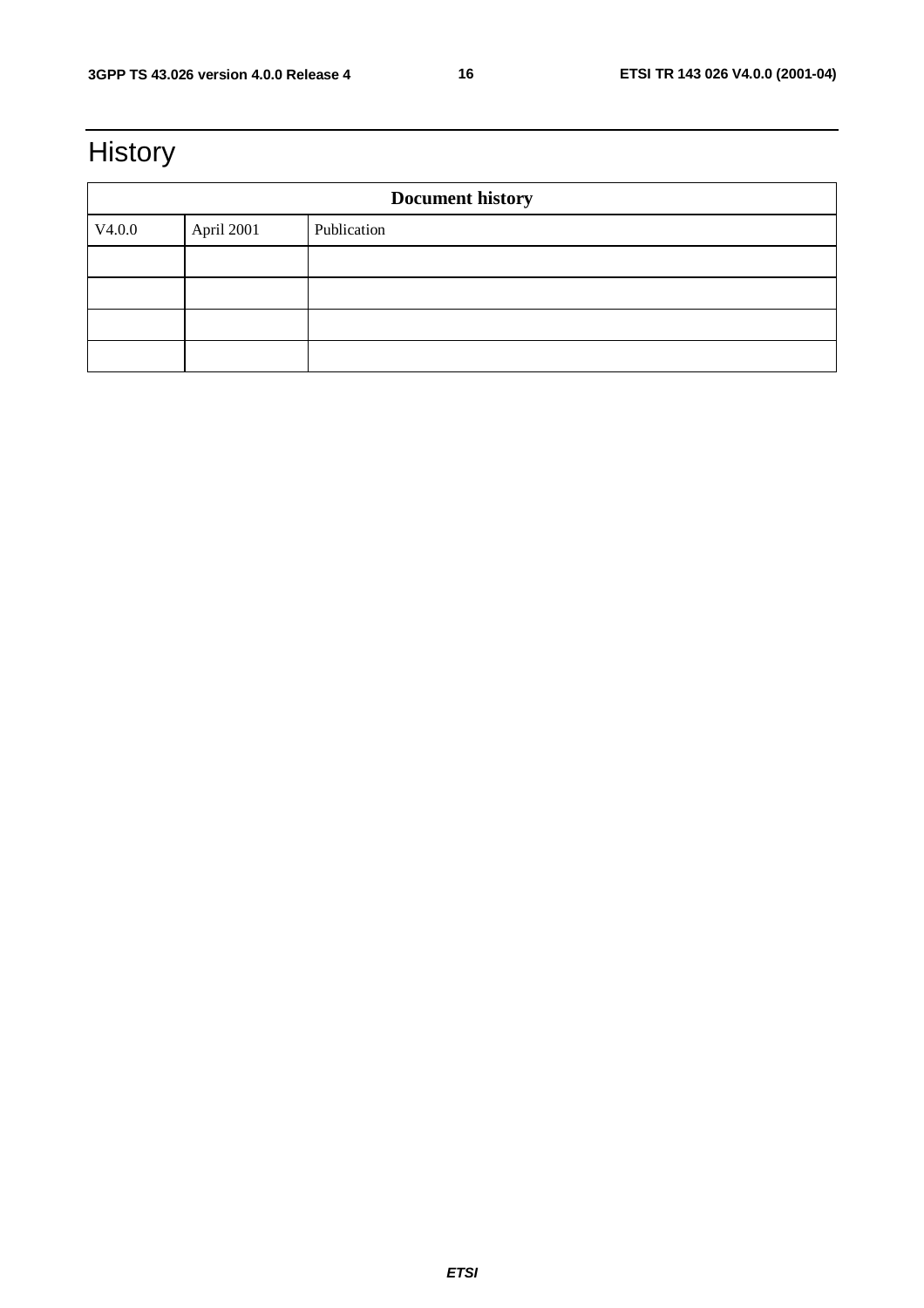# History

| Document history | | |
|---|---|---|
| V4.0.0 | April 2001 | Publication |
| | | |
| | | |
| | | |
| | | |